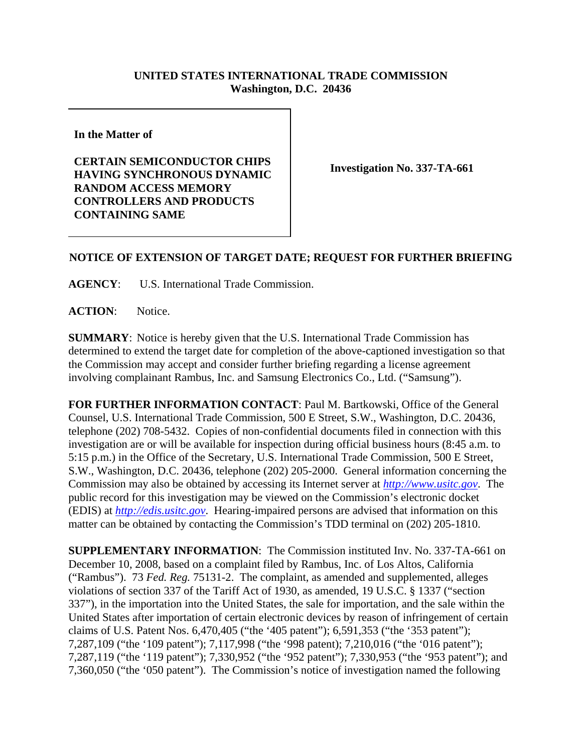**UNITED STATES INTERNATIONAL TRADE COMMISSION**
**Washington, D.C. 20436**

**In the Matter of**

**CERTAIN SEMICONDUCTOR CHIPS HAVING SYNCHRONOUS DYNAMIC RANDOM ACCESS MEMORY CONTROLLERS AND PRODUCTS CONTAINING SAME**

**Investigation No. 337-TA-661**

**NOTICE OF EXTENSION OF TARGET DATE; REQUEST FOR FURTHER BRIEFING**

**AGENCY**: U.S. International Trade Commission.

**ACTION**: Notice.

**SUMMARY**: Notice is hereby given that the U.S. International Trade Commission has determined to extend the target date for completion of the above-captioned investigation so that the Commission may accept and consider further briefing regarding a license agreement involving complainant Rambus, Inc. and Samsung Electronics Co., Ltd. ("Samsung").

**FOR FURTHER INFORMATION CONTACT**: Paul M. Bartkowski, Office of the General Counsel, U.S. International Trade Commission, 500 E Street, S.W., Washington, D.C. 20436, telephone (202) 708-5432. Copies of non-confidential documents filed in connection with this investigation are or will be available for inspection during official business hours (8:45 a.m. to 5:15 p.m.) in the Office of the Secretary, U.S. International Trade Commission, 500 E Street, S.W., Washington, D.C. 20436, telephone (202) 205-2000. General information concerning the Commission may also be obtained by accessing its Internet server at *http://www.usitc.gov*. The public record for this investigation may be viewed on the Commission's electronic docket (EDIS) at *http://edis.usitc.gov*. Hearing-impaired persons are advised that information on this matter can be obtained by contacting the Commission's TDD terminal on (202) 205-1810.

**SUPPLEMENTARY INFORMATION**: The Commission instituted Inv. No. 337-TA-661 on December 10, 2008, based on a complaint filed by Rambus, Inc. of Los Altos, California ("Rambus"). 73 *Fed. Reg.* 75131-2. The complaint, as amended and supplemented, alleges violations of section 337 of the Tariff Act of 1930, as amended, 19 U.S.C. § 1337 ("section 337"), in the importation into the United States, the sale for importation, and the sale within the United States after importation of certain electronic devices by reason of infringement of certain claims of U.S. Patent Nos. 6,470,405 ("the '405 patent"); 6,591,353 ("the '353 patent"); 7,287,109 ("the '109 patent"); 7,117,998 ("the '998 patent); 7,210,016 ("the '016 patent"); 7,287,119 ("the '119 patent"); 7,330,952 ("the '952 patent"); 7,330,953 ("the '953 patent"); and 7,360,050 ("the '050 patent"). The Commission's notice of investigation named the following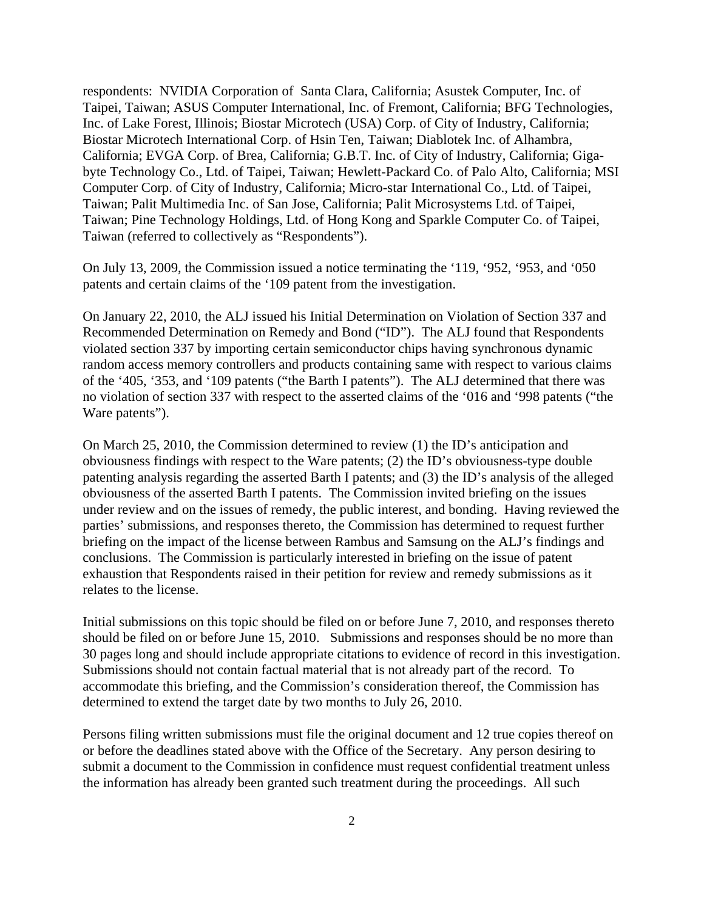respondents: NVIDIA Corporation of Santa Clara, California; Asustek Computer, Inc. of Taipei, Taiwan; ASUS Computer International, Inc. of Fremont, California; BFG Technologies, Inc. of Lake Forest, Illinois; Biostar Microtech (USA) Corp. of City of Industry, California; Biostar Microtech International Corp. of Hsin Ten, Taiwan; Diablotek Inc. of Alhambra, California; EVGA Corp. of Brea, California; G.B.T. Inc. of City of Industry, California; Giga-byte Technology Co., Ltd. of Taipei, Taiwan; Hewlett-Packard Co. of Palo Alto, California; MSI Computer Corp. of City of Industry, California; Micro-star International Co., Ltd. of Taipei, Taiwan; Palit Multimedia Inc. of San Jose, California; Palit Microsystems Ltd. of Taipei, Taiwan; Pine Technology Holdings, Ltd. of Hong Kong and Sparkle Computer Co. of Taipei, Taiwan (referred to collectively as "Respondents").

On July 13, 2009, the Commission issued a notice terminating the '119, '952, '953, and '050 patents and certain claims of the '109 patent from the investigation.

On January 22, 2010, the ALJ issued his Initial Determination on Violation of Section 337 and Recommended Determination on Remedy and Bond ("ID"). The ALJ found that Respondents violated section 337 by importing certain semiconductor chips having synchronous dynamic random access memory controllers and products containing same with respect to various claims of the '405, '353, and '109 patents ("the Barth I patents"). The ALJ determined that there was no violation of section 337 with respect to the asserted claims of the '016 and '998 patents ("the Ware patents").

On March 25, 2010, the Commission determined to review (1) the ID's anticipation and obviousness findings with respect to the Ware patents; (2) the ID's obviousness-type double patenting analysis regarding the asserted Barth I patents; and (3) the ID's analysis of the alleged obviousness of the asserted Barth I patents. The Commission invited briefing on the issues under review and on the issues of remedy, the public interest, and bonding. Having reviewed the parties' submissions, and responses thereto, the Commission has determined to request further briefing on the impact of the license between Rambus and Samsung on the ALJ's findings and conclusions. The Commission is particularly interested in briefing on the issue of patent exhaustion that Respondents raised in their petition for review and remedy submissions as it relates to the license.

Initial submissions on this topic should be filed on or before June 7, 2010, and responses thereto should be filed on or before June 15, 2010. Submissions and responses should be no more than 30 pages long and should include appropriate citations to evidence of record in this investigation. Submissions should not contain factual material that is not already part of the record. To accommodate this briefing, and the Commission's consideration thereof, the Commission has determined to extend the target date by two months to July 26, 2010.

Persons filing written submissions must file the original document and 12 true copies thereof on or before the deadlines stated above with the Office of the Secretary. Any person desiring to submit a document to the Commission in confidence must request confidential treatment unless the information has already been granted such treatment during the proceedings. All such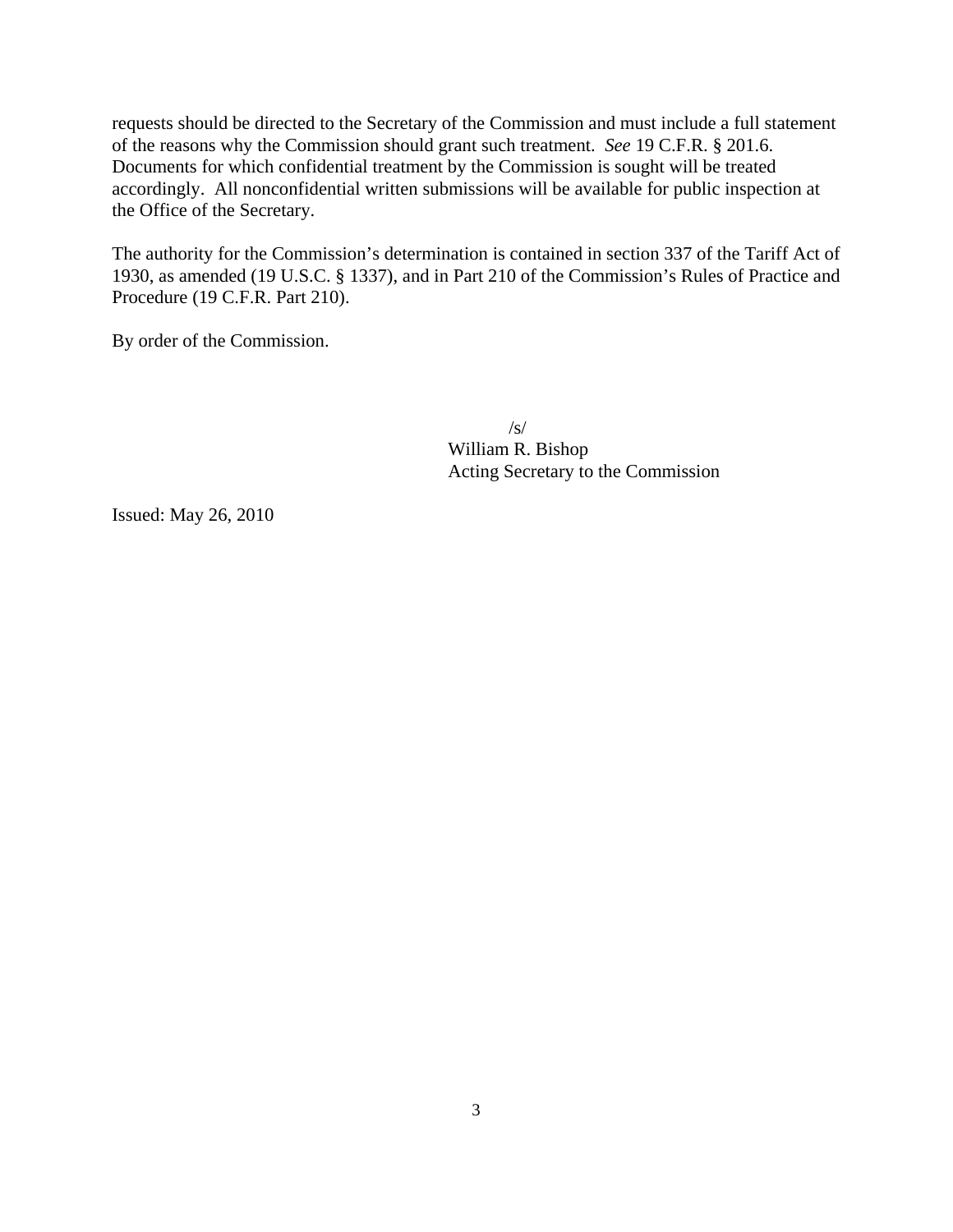requests should be directed to the Secretary of the Commission and must include a full statement of the reasons why the Commission should grant such treatment. *See* 19 C.F.R. § 201.6. Documents for which confidential treatment by the Commission is sought will be treated accordingly. All nonconfidential written submissions will be available for public inspection at the Office of the Secretary.

The authority for the Commission's determination is contained in section 337 of the Tariff Act of 1930, as amended (19 U.S.C. § 1337), and in Part 210 of the Commission's Rules of Practice and Procedure (19 C.F.R. Part 210).

By order of the Commission.

/s/
William R. Bishop
Acting Secretary to the Commission

Issued: May 26, 2010